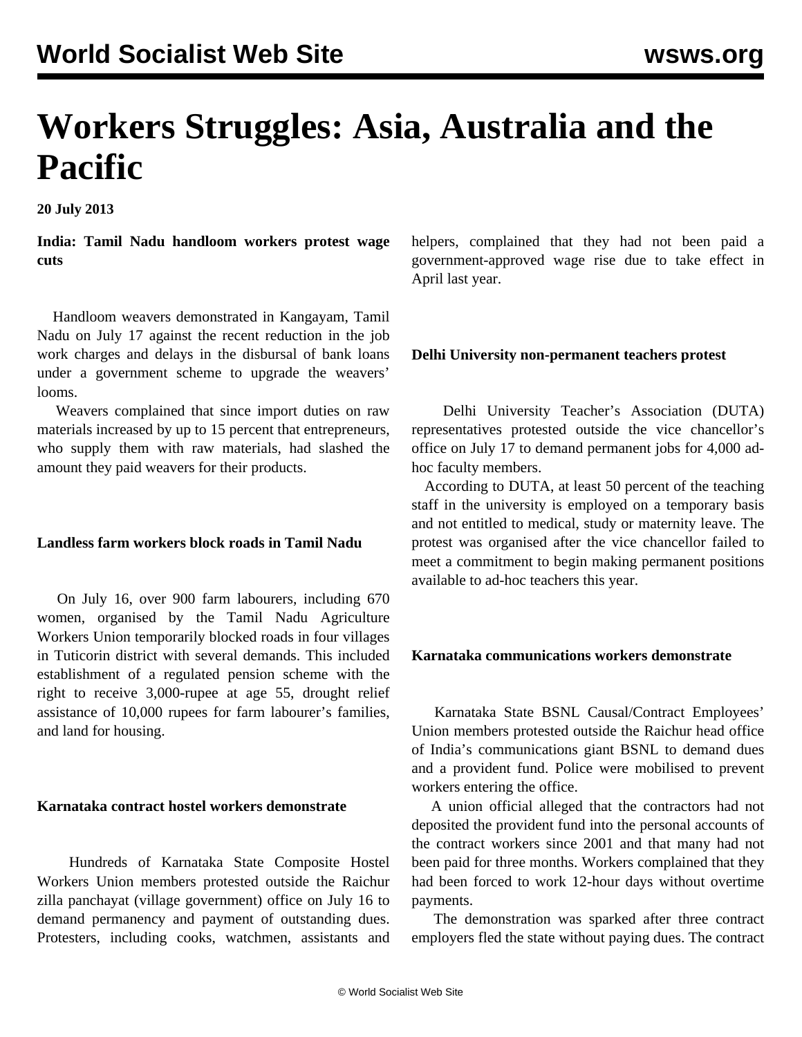# Workers Struggles: Asia, Australia and the Pacific

**20 July 2013**

**India: Tamil Nadu handloom workers protest wage cuts**

Handloom weavers demonstrated in Kangayam, Tamil Nadu on July 17 against the recent reduction in the job work charges and delays in the disbursal of bank loans under a government scheme to upgrade the weavers' looms.

Weavers complained that since import duties on raw materials increased by up to 15 percent that entrepreneurs, who supply them with raw materials, had slashed the amount they paid weavers for their products.

**Landless farm workers block roads in Tamil Nadu**

On July 16, over 900 farm labourers, including 670 women, organised by the Tamil Nadu Agriculture Workers Union temporarily blocked roads in four villages in Tuticorin district with several demands. This included establishment of a regulated pension scheme with the right to receive 3,000-rupee at age 55, drought relief assistance of 10,000 rupees for farm labourer's families, and land for housing.

**Karnataka contract hostel workers demonstrate**

Hundreds of Karnataka State Composite Hostel Workers Union members protested outside the Raichur zilla panchayat (village government) office on July 16 to demand permanency and payment of outstanding dues. Protesters, including cooks, watchmen, assistants and helpers, complained that they had not been paid a government-approved wage rise due to take effect in April last year.

**Delhi University non-permanent teachers protest**

Delhi University Teacher's Association (DUTA) representatives protested outside the vice chancellor's office on July 17 to demand permanent jobs for 4,000 ad-hoc faculty members.

According to DUTA, at least 50 percent of the teaching staff in the university is employed on a temporary basis and not entitled to medical, study or maternity leave. The protest was organised after the vice chancellor failed to meet a commitment to begin making permanent positions available to ad-hoc teachers this year.

**Karnataka communications workers demonstrate**

Karnataka State BSNL Causal/Contract Employees' Union members protested outside the Raichur head office of India's communications giant BSNL to demand dues and a provident fund. Police were mobilised to prevent workers entering the office.

A union official alleged that the contractors had not deposited the provident fund into the personal accounts of the contract workers since 2001 and that many had not been paid for three months. Workers complained that they had been forced to work 12-hour days without overtime payments.

The demonstration was sparked after three contract employers fled the state without paying dues. The contract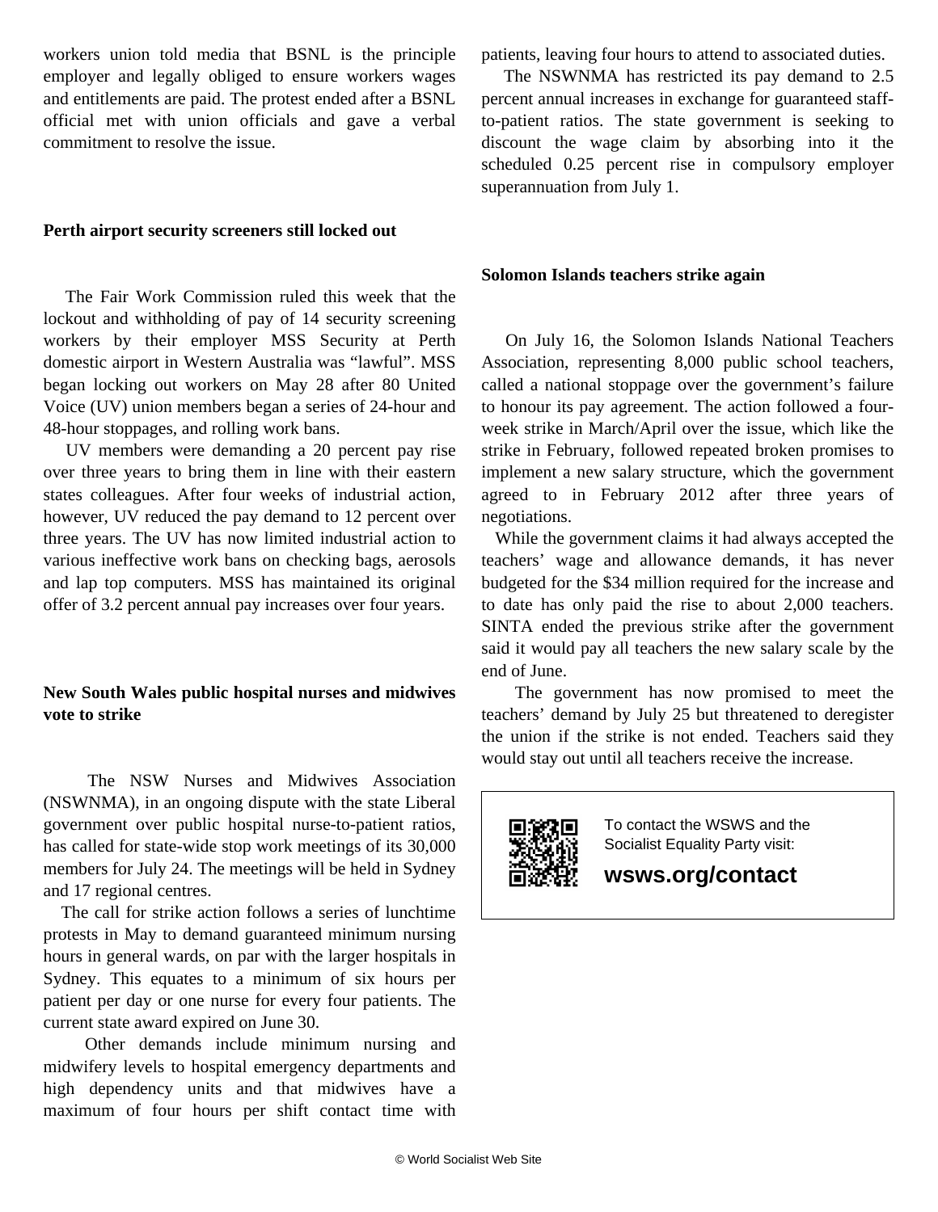workers union told media that BSNL is the principle employer and legally obliged to ensure workers wages and entitlements are paid. The protest ended after a BSNL official met with union officials and gave a verbal commitment to resolve the issue.

**Perth airport security screeners still locked out**

The Fair Work Commission ruled this week that the lockout and withholding of pay of 14 security screening workers by their employer MSS Security at Perth domestic airport in Western Australia was “lawful”. MSS began locking out workers on May 28 after 80 United Voice (UV) union members began a series of 24-hour and 48-hour stoppages, and rolling work bans.

UV members were demanding a 20 percent pay rise over three years to bring them in line with their eastern states colleagues. After four weeks of industrial action, however, UV reduced the pay demand to 12 percent over three years. The UV has now limited industrial action to various ineffective work bans on checking bags, aerosols and lap top computers. MSS has maintained its original offer of 3.2 percent annual pay increases over four years.

**New South Wales public hospital nurses and midwives vote to strike**

The NSW Nurses and Midwives Association (NSWNMA), in an ongoing dispute with the state Liberal government over public hospital nurse-to-patient ratios, has called for state-wide stop work meetings of its 30,000 members for July 24. The meetings will be held in Sydney and 17 regional centres.

The call for strike action follows a series of lunchtime protests in May to demand guaranteed minimum nursing hours in general wards, on par with the larger hospitals in Sydney. This equates to a minimum of six hours per patient per day or one nurse for every four patients. The current state award expired on June 30.

Other demands include minimum nursing and midwifery levels to hospital emergency departments and high dependency units and that midwives have a maximum of four hours per shift contact time with patients, leaving four hours to attend to associated duties.

The NSWNMA has restricted its pay demand to 2.5 percent annual increases in exchange for guaranteed staff-to-patient ratios. The state government is seeking to discount the wage claim by absorbing into it the scheduled 0.25 percent rise in compulsory employer superannuation from July 1.

**Solomon Islands teachers strike again**

On July 16, the Solomon Islands National Teachers Association, representing 8,000 public school teachers, called a national stoppage over the government’s failure to honour its pay agreement. The action followed a four-week strike in March/April over the issue, which like the strike in February, followed repeated broken promises to implement a new salary structure, which the government agreed to in February 2012 after three years of negotiations.

While the government claims it had always accepted the teachers’ wage and allowance demands, it has never budgeted for the $34 million required for the increase and to date has only paid the rise to about 2,000 teachers. SINTA ended the previous strike after the government said it would pay all teachers the new salary scale by the end of June.

The government has now promised to meet the teachers’ demand by July 25 but threatened to deregister the union if the strike is not ended. Teachers said they would stay out until all teachers receive the increase.

To contact the WSWS and the Socialist Equality Party visit:

**wsws.org/contact**